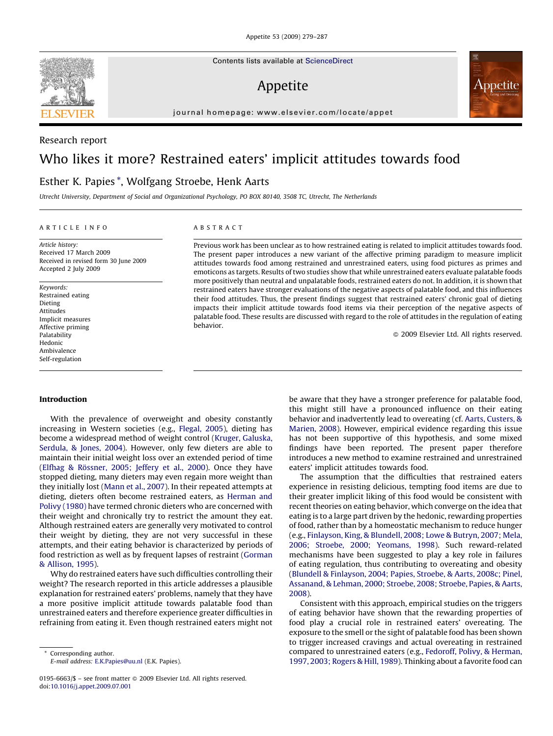Research report

# Who likes it more? Restrained eaters' implicit attitudes towards food

Esther K. Papies *, Wolfgang Stroebe, Henk Aarts

*Utrecht University, Department of Social and Organizational Psychology, PO BOX 80140, 3508 TC, Utrecht, The Netherlands*

**ARTICLE INFO**

*Article history:*
Received 17 March 2009
Received in revised form 30 June 2009
Accepted 2 July 2009

*Keywords:*
Restrained eating
Dieting
Attitudes
Implicit measures
Affective priming
Palatability
Hedonic
Ambivalence
Self-regulation

**ABSTRACT**

Previous work has been unclear as to how restrained eating is related to implicit attitudes towards food. The present paper introduces a new variant of the affective priming paradigm to measure implicit attitudes towards food among restrained and unrestrained eaters, using food pictures as primes and emoticons as targets. Results of two studies show that while unrestrained eaters evaluate palatable foods more positively than neutral and unpalatable foods, restrained eaters do not. In addition, it is shown that restrained eaters have stronger evaluations of the negative aspects of palatable food, and this influences their food attitudes. Thus, the present findings suggest that restrained eaters' chronic goal of dieting impacts their implicit attitude towards food items via their perception of the negative aspects of palatable food. These results are discussed with regard to the role of attitudes in the regulation of eating behavior.

© 2009 Elsevier Ltd. All rights reserved.

## Introduction

With the prevalence of overweight and obesity constantly increasing in Western societies (e.g., Flegal, 2005), dieting has become a widespread method of weight control (Kruger, Galuska, Serdula, & Jones, 2004). However, only few dieters are able to maintain their initial weight loss over an extended period of time (Elfhag & Rössner, 2005; Jeffery et al., 2000). Once they have stopped dieting, many dieters may even regain more weight than they initially lost (Mann et al., 2007). In their repeated attempts at dieting, dieters often become restrained eaters, as Herman and Polivy (1980) have termed chronic dieters who are concerned with their weight and chronically try to restrict the amount they eat. Although restrained eaters are generally very motivated to control their weight by dieting, they are not very successful in these attempts, and their eating behavior is characterized by periods of food restriction as well as by frequent lapses of restraint (Gorman & Allison, 1995).

Why do restrained eaters have such difficulties controlling their weight? The research reported in this article addresses a plausible explanation for restrained eaters' problems, namely that they have a more positive implicit attitude towards palatable food than unrestrained eaters and therefore experience greater difficulties in refraining from eating it. Even though restrained eaters might not be aware that they have a stronger preference for palatable food, this might still have a pronounced influence on their eating behavior and inadvertently lead to overeating (cf. Aarts, Custers, & Marien, 2008). However, empirical evidence regarding this issue has not been supportive of this hypothesis, and some mixed findings have been reported. The present paper therefore introduces a new method to examine restrained and unrestrained eaters' implicit attitudes towards food.

The assumption that the difficulties that restrained eaters experience in resisting delicious, tempting food items are due to their greater implicit liking of this food would be consistent with recent theories on eating behavior, which converge on the idea that eating is to a large part driven by the hedonic, rewarding properties of food, rather than by a homeostatic mechanism to reduce hunger (e.g., Finlayson, King, & Blundell, 2008; Lowe & Butryn, 2007; Mela, 2006; Stroebe, 2000; Yeomans, 1998). Such reward-related mechanisms have been suggested to play a key role in failures of eating regulation, thus contributing to overeating and obesity (Blundell & Finlayson, 2004; Papies, Stroebe, & Aarts, 2008c; Pinel, Assanand, & Lehman, 2000; Stroebe, 2008; Stroebe, Papies, & Aarts, 2008).

Consistent with this approach, empirical studies on the triggers of eating behavior have shown that the rewarding properties of food play a crucial role in restrained eaters' overeating. The exposure to the smell or the sight of palatable food has been shown to trigger increased cravings and actual overeating in restrained compared to unrestrained eaters (e.g., Fedoroff, Polivy, & Herman, 1997, 2003; Rogers & Hill, 1989). Thinking about a favorite food can

* Corresponding author.
E-mail address: E.K.Papies@uu.nl (E.K. Papies).

0195-6663/$ – see front matter © 2009 Elsevier Ltd. All rights reserved.
doi:10.1016/j.appet.2009.07.001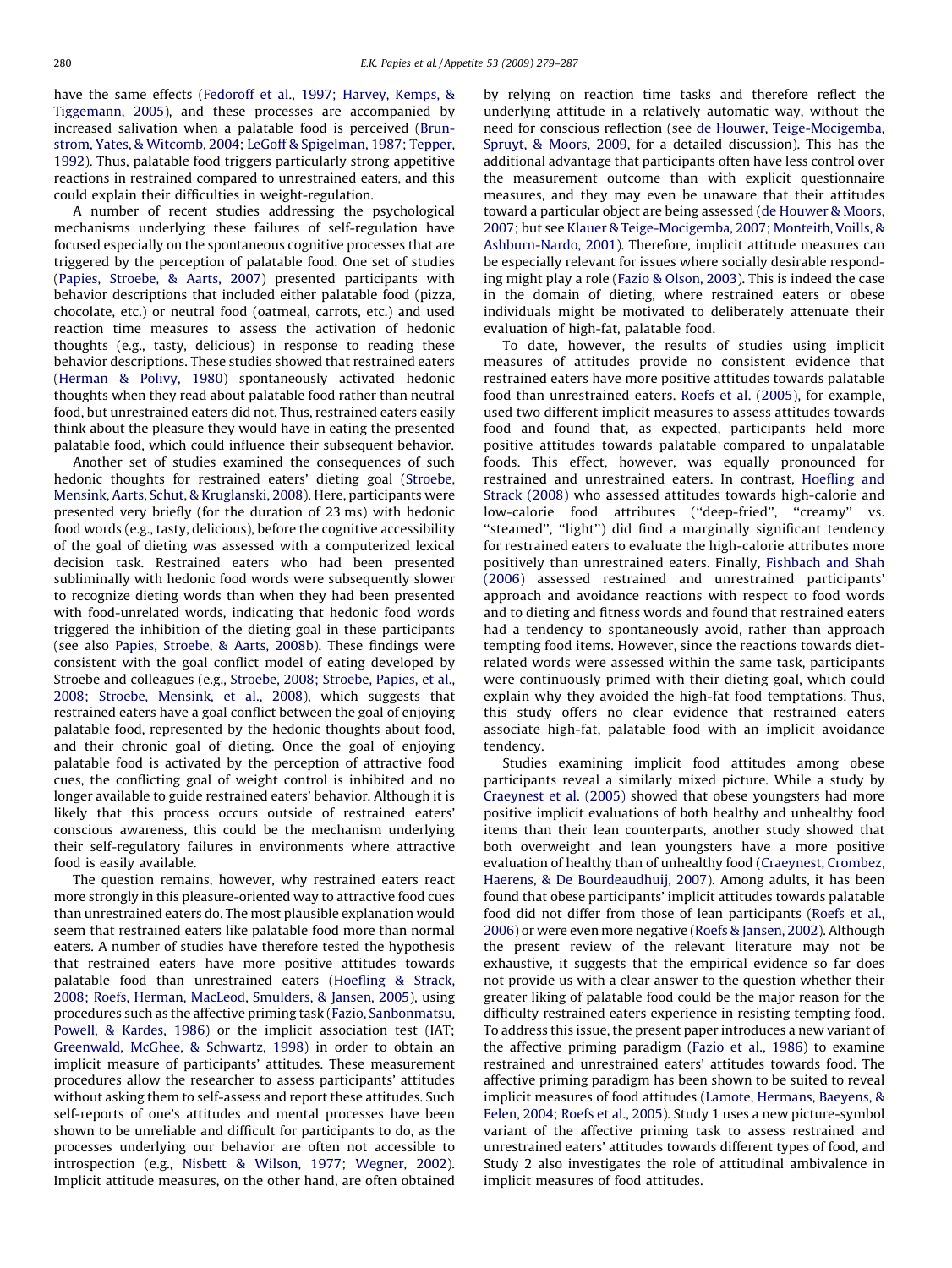have the same effects (Fedoroff et al., 1997; Harvey, Kemps, & Tiggemann, 2005), and these processes are accompanied by increased salivation when a palatable food is perceived (Brunstrom, Yates, & Witcomb, 2004; LeGoff & Spigelman, 1987; Tepper, 1992). Thus, palatable food triggers particularly strong appetitive reactions in restrained compared to unrestrained eaters, and this could explain their difficulties in weight-regulation.

A number of recent studies addressing the psychological mechanisms underlying these failures of self-regulation have focused especially on the spontaneous cognitive processes that are triggered by the perception of palatable food. One set of studies (Papies, Stroebe, & Aarts, 2007) presented participants with behavior descriptions that included either palatable food (pizza, chocolate, etc.) or neutral food (oatmeal, carrots, etc.) and used reaction time measures to assess the activation of hedonic thoughts (e.g., tasty, delicious) in response to reading these behavior descriptions. These studies showed that restrained eaters (Herman & Polivy, 1980) spontaneously activated hedonic thoughts when they read about palatable food rather than neutral food, but unrestrained eaters did not. Thus, restrained eaters easily think about the pleasure they would have in eating the presented palatable food, which could influence their subsequent behavior.

Another set of studies examined the consequences of such hedonic thoughts for restrained eaters' dieting goal (Stroebe, Mensink, Aarts, Schut, & Kruglanski, 2008). Here, participants were presented very briefly (for the duration of 23 ms) with hedonic food words (e.g., tasty, delicious), before the cognitive accessibility of the goal of dieting was assessed with a computerized lexical decision task. Restrained eaters who had been presented subliminally with hedonic food words were subsequently slower to recognize dieting words than when they had been presented with food-unrelated words, indicating that hedonic food words triggered the inhibition of the dieting goal in these participants (see also Papies, Stroebe, & Aarts, 2008b). These findings were consistent with the goal conflict model of eating developed by Stroebe and colleagues (e.g., Stroebe, 2008; Stroebe, Papies, et al., 2008; Stroebe, Mensink, et al., 2008), which suggests that restrained eaters have a goal conflict between the goal of enjoying palatable food, represented by the hedonic thoughts about food, and their chronic goal of dieting. Once the goal of enjoying palatable food is activated by the perception of attractive food cues, the conflicting goal of weight control is inhibited and no longer available to guide restrained eaters' behavior. Although it is likely that this process occurs outside of restrained eaters' conscious awareness, this could be the mechanism underlying their self-regulatory failures in environments where attractive food is easily available.

The question remains, however, why restrained eaters react more strongly in this pleasure-oriented way to attractive food cues than unrestrained eaters do. The most plausible explanation would seem that restrained eaters like palatable food more than normal eaters. A number of studies have therefore tested the hypothesis that restrained eaters have more positive attitudes towards palatable food than unrestrained eaters (Hoefling & Strack, 2008; Roefs, Herman, MacLeod, Smulders, & Jansen, 2005), using procedures such as the affective priming task (Fazio, Sanbonmatsu, Powell, & Kardes, 1986) or the implicit association test (IAT; Greenwald, McGhee, & Schwartz, 1998) in order to obtain an implicit measure of participants' attitudes. These measurement procedures allow the researcher to assess participants' attitudes without asking them to self-assess and report these attitudes. Such self-reports of one's attitudes and mental processes have been shown to be unreliable and difficult for participants to do, as the processes underlying our behavior are often not accessible to introspection (e.g., Nisbett & Wilson, 1977; Wegner, 2002). Implicit attitude measures, on the other hand, are often obtained by relying on reaction time tasks and therefore reflect the underlying attitude in a relatively automatic way, without the need for conscious reflection (see de Houwer, Teige-Mocigemba, Spruyt, & Moors, 2009, for a detailed discussion). This has the additional advantage that participants often have less control over the measurement outcome than with explicit questionnaire measures, and they may even be unaware that their attitudes toward a particular object are being assessed (de Houwer & Moors, 2007; but see Klauer & Teige-Mocigemba, 2007; Monteith, Voills, & Ashburn-Nardo, 2001). Therefore, implicit attitude measures can be especially relevant for issues where socially desirable responding might play a role (Fazio & Olson, 2003). This is indeed the case in the domain of dieting, where restrained eaters or obese individuals might be motivated to deliberately attenuate their evaluation of high-fat, palatable food.

To date, however, the results of studies using implicit measures of attitudes provide no consistent evidence that restrained eaters have more positive attitudes towards palatable food than unrestrained eaters. Roefs et al. (2005), for example, used two different implicit measures to assess attitudes towards food and found that, as expected, participants held more positive attitudes towards palatable compared to unpalatable foods. This effect, however, was equally pronounced for restrained and unrestrained eaters. In contrast, Hoefling and Strack (2008) who assessed attitudes towards high-calorie and low-calorie food attributes (''deep-fried'', ''creamy'' vs. ''steamed'', ''light'') did find a marginally significant tendency for restrained eaters to evaluate the high-calorie attributes more positively than unrestrained eaters. Finally, Fishbach and Shah (2006) assessed restrained and unrestrained participants' approach and avoidance reactions with respect to food words and to dieting and fitness words and found that restrained eaters had a tendency to spontaneously avoid, rather than approach tempting food items. However, since the reactions towards diet-related words were assessed within the same task, participants were continuously primed with their dieting goal, which could explain why they avoided the high-fat food temptations. Thus, this study offers no clear evidence that restrained eaters associate high-fat, palatable food with an implicit avoidance tendency.

Studies examining implicit food attitudes among obese participants reveal a similarly mixed picture. While a study by Craeynest et al. (2005) showed that obese youngsters had more positive implicit evaluations of both healthy and unhealthy food items than their lean counterparts, another study showed that both overweight and lean youngsters have a more positive evaluation of healthy than of unhealthy food (Craeynest, Crombez, Haerens, & De Bourdeaudhuij, 2007). Among adults, it has been found that obese participants' implicit attitudes towards palatable food did not differ from those of lean participants (Roefs et al., 2006) or were even more negative (Roefs & Jansen, 2002). Although the present review of the relevant literature may not be exhaustive, it suggests that the empirical evidence so far does not provide us with a clear answer to the question whether their greater liking of palatable food could be the major reason for the difficulty restrained eaters experience in resisting tempting food. To address this issue, the present paper introduces a new variant of the affective priming paradigm (Fazio et al., 1986) to examine restrained and unrestrained eaters' attitudes towards food. The affective priming paradigm has been shown to be suited to reveal implicit measures of food attitudes (Lamote, Hermans, Baeyens, & Eelen, 2004; Roefs et al., 2005). Study 1 uses a new picture-symbol variant of the affective priming task to assess restrained and unrestrained eaters' attitudes towards different types of food, and Study 2 also investigates the role of attitudinal ambivalence in implicit measures of food attitudes.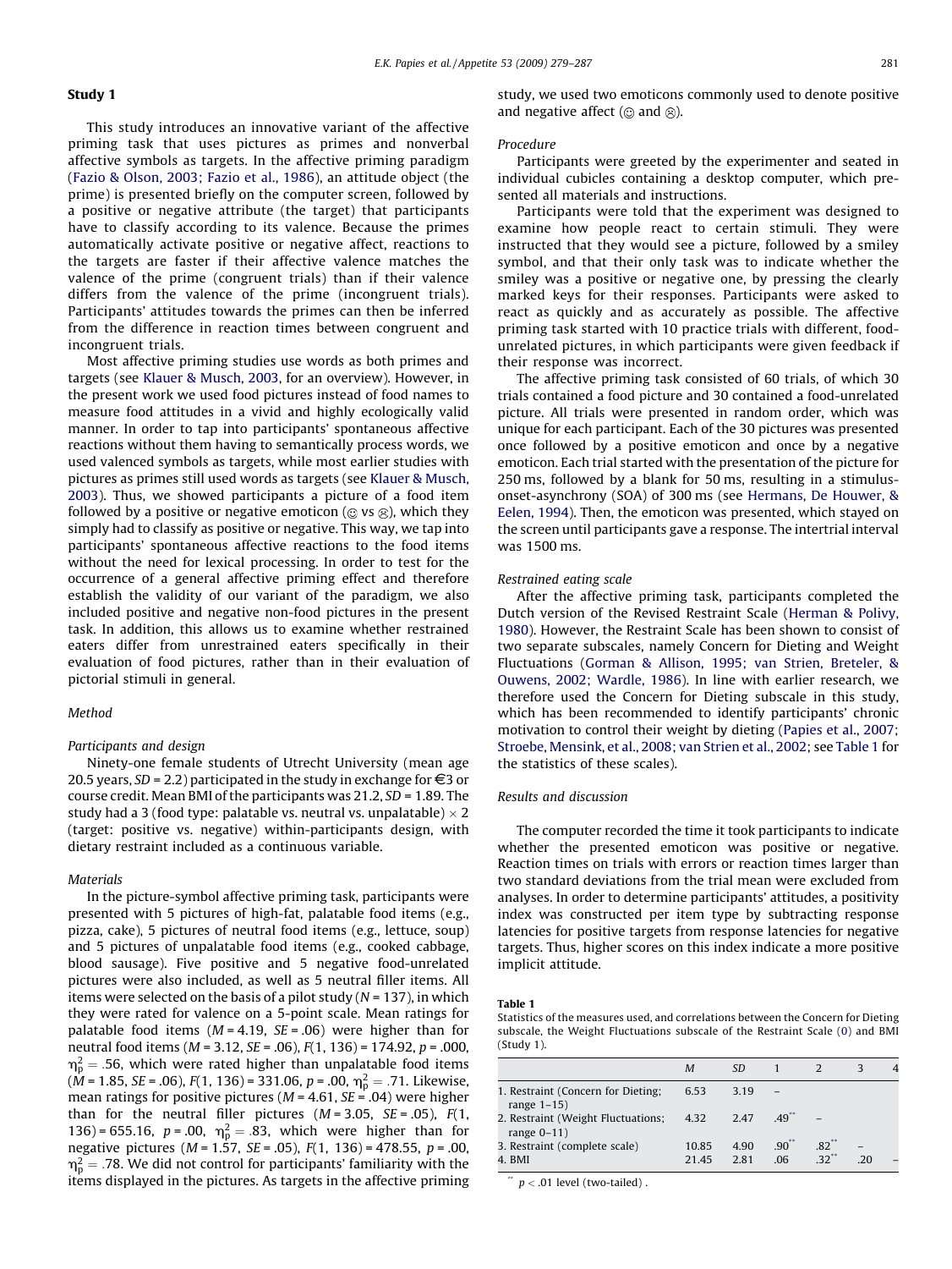## Study 1

This study introduces an innovative variant of the affective priming task that uses pictures as primes and nonverbal affective symbols as targets. In the affective priming paradigm (Fazio & Olson, 2003; Fazio et al., 1986), an attitude object (the prime) is presented briefly on the computer screen, followed by a positive or negative attribute (the target) that participants have to classify according to its valence. Because the primes automatically activate positive or negative affect, reactions to the targets are faster if their affective valence matches the valence of the prime (congruent trials) than if their valence differs from the valence of the prime (incongruent trials). Participants' attitudes towards the primes can then be inferred from the difference in reaction times between congruent and incongruent trials.

Most affective priming studies use words as both primes and targets (see Klauer & Musch, 2003, for an overview). However, in the present work we used food pictures instead of food names to measure food attitudes in a vivid and highly ecologically valid manner. In order to tap into participants' spontaneous affective reactions without them having to semantically process words, we used valenced symbols as targets, while most earlier studies with pictures as primes still used words as targets (see Klauer & Musch, 2003). Thus, we showed participants a picture of a food item followed by a positive or negative emoticon (☺ vs ☹), which they simply had to classify as positive or negative. This way, we tap into participants' spontaneous affective reactions to the food items without the need for lexical processing. In order to test for the occurrence of a general affective priming effect and therefore establish the validity of our variant of the paradigm, we also included positive and negative non-food pictures in the present task. In addition, this allows us to examine whether restrained eaters differ from unrestrained eaters specifically in their evaluation of food pictures, rather than in their evaluation of pictorial stimuli in general.

### Method

#### Participants and design

Ninety-one female students of Utrecht University (mean age 20.5 years, *SD* = 2.2) participated in the study in exchange for €3 or course credit. Mean BMI of the participants was 21.2, *SD* = 1.89. The study had a 3 (food type: palatable vs. neutral vs. unpalatable) × 2 (target: positive vs. negative) within-participants design, with dietary restraint included as a continuous variable.

#### Materials

In the picture-symbol affective priming task, participants were presented with 5 pictures of high-fat, palatable food items (e.g., pizza, cake), 5 pictures of neutral food items (e.g., lettuce, soup) and 5 pictures of unpalatable food items (e.g., cooked cabbage, blood sausage). Five positive and 5 negative food-unrelated pictures were also included, as well as 5 neutral filler items. All items were selected on the basis of a pilot study (*N* = 137), in which they were rated for valence on a 5-point scale. Mean ratings for palatable food items (*M* = 4.19, *SE* = .06) were higher than for neutral food items (*M* = 3.12, *SE* = .06), $F(1, 136) = 174.92$, $p = .000$, $\eta_p^2 = .56$, which were rated higher than unpalatable food items (*M* = 1.85, *SE* = .06), $F(1, 136) = 331.06$, $p = .00$, $\eta_p^2 = .71$. Likewise, mean ratings for positive pictures (*M* = 4.61, *SE* = .04) were higher than for the neutral filler pictures (*M* = 3.05, *SE* = .05), $F(1, 136) = 655.16$, $p = .00$, $\eta_p^2 = .83$, which were higher than for negative pictures (*M* = 1.57, *SE* = .05), $F(1, 136) = 478.55$, $p = .00$, $\eta_p^2 = .78$. We did not control for participants' familiarity with the items displayed in the pictures. As targets in the affective priming study, we used two emoticons commonly used to denote positive and negative affect (☺ and ☹).

#### Procedure

Participants were greeted by the experimenter and seated in individual cubicles containing a desktop computer, which presented all materials and instructions.

Participants were told that the experiment was designed to examine how people react to certain stimuli. They were instructed that they would see a picture, followed by a smiley symbol, and that their only task was to indicate whether the smiley was a positive or negative one, by pressing the clearly marked keys for their responses. Participants were asked to react as quickly and as accurately as possible. The affective priming task started with 10 practice trials with different, food-unrelated pictures, in which participants were given feedback if their response was incorrect.

The affective priming task consisted of 60 trials, of which 30 trials contained a food picture and 30 contained a food-unrelated picture. All trials were presented in random order, which was unique for each participant. Each of the 30 pictures was presented once followed by a positive and once by a negative emoticon. Each trial started with the presentation of the picture for 250 ms, followed by a blank for 50 ms, resulting in a stimulus-onset-asynchrony (SOA) of 300 ms (see Hermans, De Houwer, & Eelen, 1994). Then, the emoticon was presented, which stayed on the screen until participants gave a response. The intertrial interval was 1500 ms.

#### Restrained eating scale

After the affective priming task, participants completed the Dutch version of the Revised Restraint Scale (Herman & Polivy, 1980). However, the Restraint Scale has been shown to consist of two separate subscales, namely Concern for Dieting and Weight Fluctuations (Gorman & Allison, 1995; van Strien, Breteler, & Ouwens, 2002; Wardle, 1986). In line with earlier research, we therefore used the Concern for Dieting subscale in this study, which has been recommended to identify participants' chronic motivation to control their weight by dieting (Papies et al., 2007; Stroebe, Mensink, et al., 2008; van Strien et al., 2002; see Table 1 for the statistics of these scales).

### Results and discussion

The computer recorded the time it took participants to indicate whether the presented emoticon was positive or negative. Reaction times on trials with errors or reaction times larger than two standard deviations from the trial mean were excluded from analyses. In order to determine participants' attitudes, a positivity index was constructed per item type by subtracting response latencies for positive targets from response latencies for negative targets. Thus, higher scores on this index indicate a more positive implicit attitude.

**Table 1**
Statistics of the measures used, and correlations between the Concern for Dieting subscale, the Weight Fluctuations subscale of the Restraint Scale (0) and BMI (Study 1).

| | *M* | *SD* | 1 | 2 | 3 | 4 |
|---|---|---|---|---|---|---|
| 1. Restraint (Concern for Dieting; range 1–15) | 6.53 | 3.19 | – | | | |
| 2. Restraint (Weight Fluctuations; range 0–11) | 4.32 | 2.47 | .49** | – | | |
| 3. Restraint (complete scale) | 10.85 | 4.90 | .90** | .82** | – | |
| 4. BMI | 21.45 | 2.81 | .06 | .32** | .20 | – |

** $p < .01$ level (two-tailed).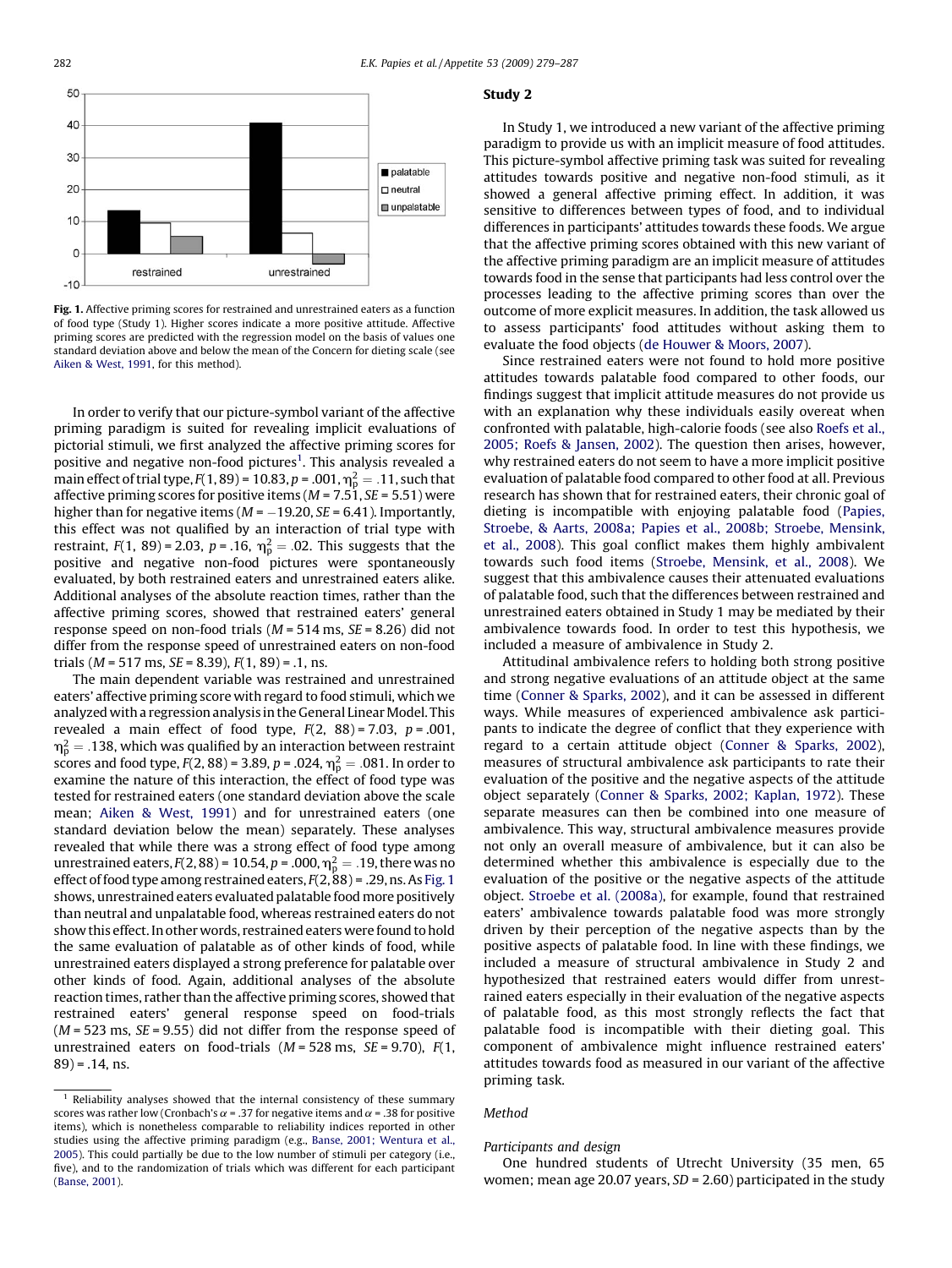**Fig. 1.** Affective priming scores for restrained and unrestrained eaters as a function of food type (Study 1). Higher scores indicate a more positive attitude. Affective priming scores are predicted with the regression model on the basis of values one standard deviation above and below the mean of the Concern for dieting scale (see Aiken & West, 1991, for this method).

In order to verify that our picture-symbol variant of the affective priming paradigm is suited for revealing implicit evaluations of pictorial stimuli, we first analyzed the affective priming scores for positive and negative non-food pictures[1]. This analysis revealed a main effect of trial type, $F(1, 89) = 10.83$, $p = .001$, $\eta_p^2 = .11$, such that affective priming scores for positive items ($M = 7.51$, $SE = 5.51$) were higher than for negative items ($M = -19.20$, $SE = 6.41$). Importantly, this effect was not qualified by an interaction of trial type with restraint, $F(1, 89) = 2.03$, $p = .16$, $\eta_p^2 = .02$. This suggests that the positive and negative non-food pictures were spontaneously evaluated, by both restrained eaters and unrestrained eaters alike. Additional analyses of the absolute reaction times, rather than the affective priming scores, showed that restrained eaters' general response speed on non-food trials ($M = 514$ ms, $SE = 8.26$) did not differ from the response speed of unrestrained eaters on non-food trials ($M = 517$ ms, $SE = 8.39$), $F(1, 89) = .1$, ns.

The main dependent variable was restrained and unrestrained eaters' affective priming score with regard to food stimuli, which we analyzed with a regression analysis in the General Linear Model. This revealed a main effect of food type, $F(2, 88) = 7.03$, $p = .001$, $\eta_p^2 = .138$, which was qualified by an interaction between restraint scores and food type, $F(2, 88) = 3.89$, $p = .024$, $\eta_p^2 = .081$. In order to examine the nature of this interaction, the effect of food type was tested for restrained eaters (one standard deviation above the scale mean; Aiken & West, 1991) and for unrestrained eaters (one standard deviation below the mean) separately. These analyses revealed that while there was a strong effect of food type among unrestrained eaters, $F(2, 88) = 10.54$, $p = .000$, $\eta_p^2 = .19$, there was no effect of food type among restrained eaters, $F(2, 88) = .29$, ns. As Fig. 1 shows, unrestrained eaters evaluated palatable food more positively than neutral and unpalatable food, whereas restrained eaters do not show this effect. In other words, restrained eaters were found to hold the same evaluation of palatable as of other kinds of food, while unrestrained eaters displayed a strong preference for palatable over other kinds of food. Again, additional analyses of the absolute reaction times, rather than the affective priming scores, showed that restrained eaters' general response speed on food-trials ($M = 523$ ms, $SE = 9.55$) did not differ from the response speed of unrestrained eaters on food-trials ($M = 528$ ms, $SE = 9.70$), $F(1, 89) = .14$, ns.

[1] Reliability analyses showed that the internal consistency of these summary scores was rather low (Cronbach's $\alpha = .37$ for negative items and $\alpha = .38$ for positive items), which is nonetheless comparable to reliability indices reported in other studies using the affective priming paradigm (e.g., Banse, 2001; Wentura et al., 2005). This could partially be due to the low number of stimuli per category (i.e., five), and to the randomization of trials which was different for each participant (Banse, 2001).

## Study 2

In Study 1, we introduced a new variant of the affective priming paradigm to provide us with an implicit measure of food attitudes. This picture-symbol affective priming task was suited for revealing attitudes towards positive and negative non-food stimuli, as it showed a general affective priming effect. In addition, it was sensitive to differences between types of food, and to individual differences in participants' attitudes towards these foods. We argue that the affective priming scores obtained with this new variant of the affective priming paradigm are an implicit measure of attitudes towards food in the sense that participants had less control over the processes leading to the affective priming scores than over the outcome of more explicit measures. In addition, the task allowed us to assess participants' food attitudes without asking them to evaluate the food objects (de Houwer & Moors, 2007).

Since restrained eaters were not found to hold more positive attitudes towards palatable food compared to other foods, our findings suggest that implicit attitude measures do not provide us with an explanation why these individuals easily overeat when confronted with palatable, high-calorie foods (see also Roefs et al., 2005; Roefs & Jansen, 2002). The question then arises, however, why restrained eaters do not seem to have a more implicit positive evaluation of palatable food compared to other food at all. Previous research has shown that for restrained eaters, their chronic goal of dieting is incompatible with enjoying palatable food (Papies, Stroebe, & Aarts, 2008a; Papies et al., 2008b; Stroebe, Mensink, et al., 2008). This goal conflict makes them highly ambivalent towards such food items (Stroebe, Mensink, et al., 2008). We suggest that this ambivalence causes their attenuated evaluations of palatable food, such that the differences between restrained and unrestrained eaters obtained in Study 1 may be mediated by their ambivalence towards food. In order to test this hypothesis, we included a measure of ambivalence in Study 2.

Attitudinal ambivalence refers to holding both strong positive and strong negative evaluations of an attitude object at the same time (Conner & Sparks, 2002), and it can be assessed in different ways. While measures of experienced ambivalence ask participants to indicate the degree of conflict that they experience with regard to a certain attitude object (Conner & Sparks, 2002), measures of structural ambivalence ask participants to rate their evaluation of the positive and the negative aspects of the attitude object separately (Conner & Sparks, 2002; Kaplan, 1972). These separate measures can then be combined into one measure of ambivalence. This way, structural ambivalence measures provide not only an overall measure of ambivalence, but it can also be determined whether this ambivalence is especially due to the evaluation of the positive or the negative aspects of the attitude object. Stroebe et al. (2008a), for example, found that restrained eaters' ambivalence towards palatable food was more strongly driven by their perception of the negative aspects than by the positive aspects of palatable food. In line with these findings, we included a measure of structural ambivalence in Study 2 and hypothesized that restrained eaters would differ from unrestrained eaters especially in their evaluation of the negative aspects of palatable food, as this most strongly reflects the fact that palatable food is incompatible with their dieting goal. This component of ambivalence might influence restrained eaters' attitudes towards food as measured in our variant of the affective priming task.

### Method

#### Participants and design

One hundred students of Utrecht University (35 men, 65 women; mean age 20.07 years, $SD = 2.60$) participated in the study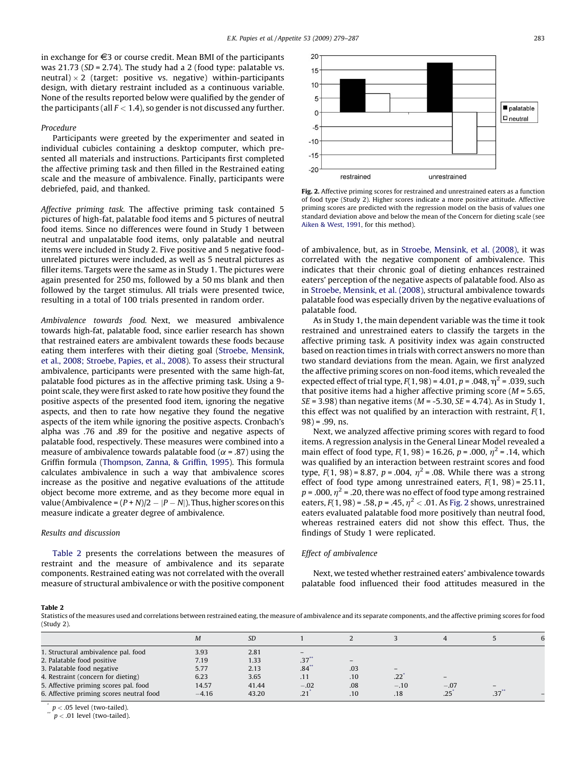in exchange for €3 or course credit. Mean BMI of the participants was 21.73 (*SD* = 2.74). The study had a 2 (food type: palatable vs. neutral) × 2 (target: positive vs. negative) within-participants design, with dietary restraint included as a continuous variable. None of the results reported below were qualified by the gender of the participants (all $F < 1.4$), so gender is not discussed any further.

*Procedure*

Participants were greeted by the experimenter and seated in individual cubicles containing a desktop computer, which presented all materials and instructions. Participants first completed the affective priming task and then filled in the Restrained eating scale and the measure of ambivalence. Finally, participants were debriefed, paid, and thanked.

*Affective priming task.* The affective priming task contained 5 pictures of high-fat, palatable food items and 5 pictures of neutral food items. Since no differences were found in Study 1 between neutral and unpalatable food items, only palatable and neutral items were included in Study 2. Five positive and 5 negative food-unrelated pictures were included, as well as 5 neutral pictures as filler items. Targets were the same as in Study 1. The pictures were again presented for 250 ms, followed by a 50 ms blank and then followed by the target stimulus. All trials were presented twice, resulting in a total of 100 trials presented in random order.

*Ambivalence towards food.* Next, we measured ambivalence towards high-fat, palatable food, since earlier research has shown that restrained eaters are ambivalent towards these foods because eating them interferes with their dieting goal (Stroebe, Mensink, et al., 2008; Stroebe, Papies, et al., 2008). To assess their structural ambivalence, participants were presented with the same high-fat, palatable food pictures as in the affective priming task. Using a 9-point scale, they were first asked to rate how positive they found the positive aspects of the presented food item, ignoring the negative aspects, and then to rate how negative they found the negative aspects of the item while ignoring the positive aspects. Cronbach's alpha was .76 and .89 for the positive and negative aspects of palatable food, respectively. These measures were combined into a measure of ambivalence towards palatable food ($\alpha$ = .87) using the Griffin formula (Thompson, Zanna, & Griffin, 1995). This formula calculates ambivalence in such a way that ambivalence scores increase as the positive and negative evaluations of the attitude object become more extreme, and as they become more equal in value (Ambivalence = $(P + N)/2 - |P - N|$). Thus, higher scores on this measure indicate a greater degree of ambivalence.

*Results and discussion*

Table 2 presents the correlations between the measures of restraint and the measure of ambivalence and its separate components. Restrained eating was not correlated with the overall measure of structural ambivalence or with the positive component of ambivalence, but, as in Stroebe, Mensink, et al. (2008), it was correlated with the negative component of ambivalence. This indicates that their chronic goal of dieting enhances restrained eaters' perception of the negative aspects of palatable food. Also as in Stroebe, Mensink, et al. (2008), structural ambivalence towards palatable food was especially driven by the negative evaluations of palatable food.

As in Study 1, the main dependent variable was the time it took restrained and unrestrained eaters to classify the targets in the affective priming task. A positivity index was again constructed based on reaction times in trials with correct answers no more than two standard deviations from the mean. Again, we first analyzed the affective priming scores on non-food items, which revealed the expected effect of trial type, $F(1, 98) = 4.01$, $p = .048$, $\eta^2 = .039$, such that positive items had a higher affective priming score (*M* = 5.65, *SE* = 3.98) than negative items (*M* = -5.30, *SE* = 4.74). As in Study 1, this effect was not qualified by an interaction with restraint, $F(1, 98) = .99$, ns.

Next, we analyzed affective priming scores with regard to food items. A regression analysis in the General Linear Model revealed a main effect of food type, $F(1, 98) = 16.26$, $p = .000$, $\eta^2 = .14$, which was qualified by an interaction between restraint scores and food type, $F(1, 98) = 8.87$, $p = .004$, $\eta^2 = .08$. While there was a strong effect of food type among unrestrained eaters, $F(1, 98) = 25.11$, $p = .000$, $\eta^2 = .20$, there was no effect of food type among restrained eaters, $F(1, 98) = .58$, $p = .45$, $\eta^2 < .01$. As Fig. 2 shows, unrestrained eaters evaluated palatable food more positively than neutral food, whereas restrained eaters did not show this effect. Thus, the findings of Study 1 were replicated.

**Fig. 2.** Affective priming scores for restrained and unrestrained eaters as a function of food type (Study 2). Higher scores indicate a more positive attitude. Affective priming scores are predicted with the regression model on the basis of values one standard deviation above and below the mean of the Concern for dieting scale (see Aiken & West, 1991, for this method).

*Effect of ambivalence*

Next, we tested whether restrained eaters' ambivalence towards palatable food influenced their food attitudes measured in the

**Table 2**
Statistics of the measures used and correlations between restrained eating, the measure of ambivalence and its separate components, and the affective priming scores for food (Study 2).

| | *M* | *SD* | 1 | 2 | 3 | 4 | 5 | 6 |
|---|---|---|---|---|---|---|---|---|
| 1. Structural ambivalence pal. food | 3.93 | 2.81 | – | | | | | |
| 2. Palatable food positive | 7.19 | 1.33 | .37** | – | | | | |
| 3. Palatable food negative | 5.77 | 2.13 | .84** | .03 | – | | | |
| 4. Restraint (concern for dieting) | 6.23 | 3.65 | .11 | .10 | .22* | – | | |
| 5. Affective priming scores pal. food | 14.57 | 41.44 | −.02 | .08 | −.10 | −.07 | – | |
| 6. Affective priming scores neutral food | −4.16 | 43.20 | .21* | .10 | .18 | .25* | .37** | – |

\* $p < .05$ level (two-tailed).
\*\* $p < .01$ level (two-tailed).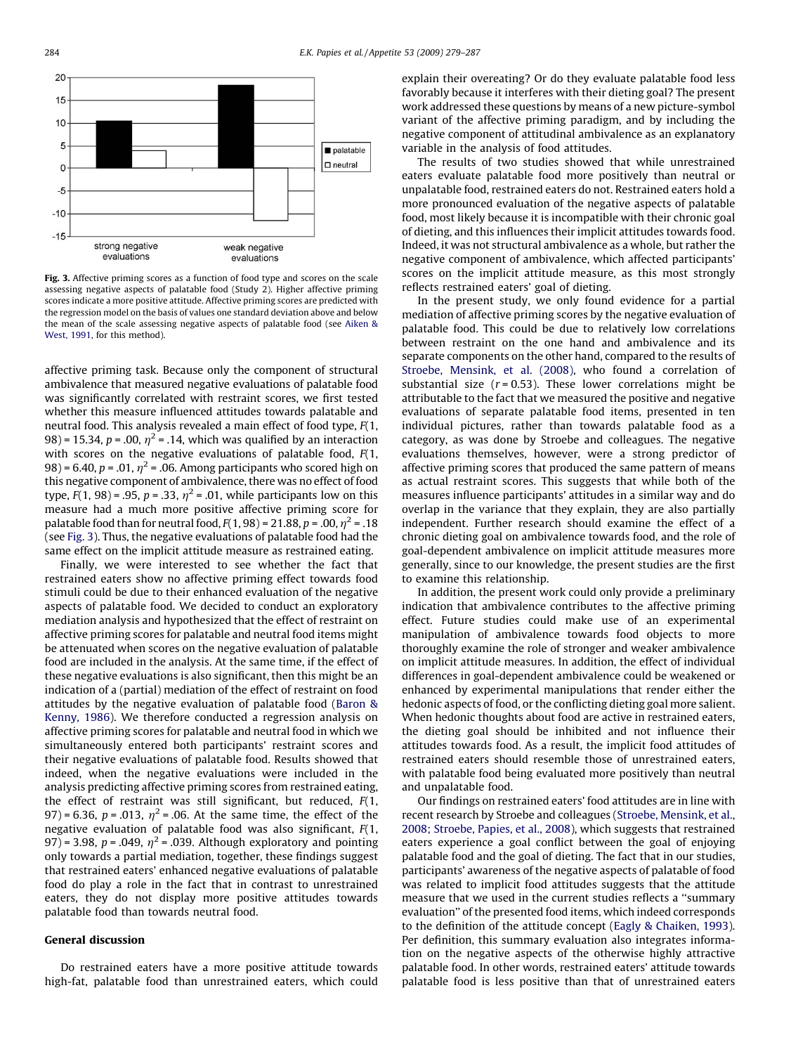**Fig. 3.** Affective priming scores as a function of food type and scores on the scale assessing negative aspects of palatable food (Study 2). Higher affective priming scores indicate a more positive attitude. Affective priming scores are predicted with the regression model on the basis of values one standard deviation above and below the mean of the scale assessing negative aspects of palatable food (see Aiken & West, 1991, for this method).

affective priming task. Because only the component of structural ambivalence that measured negative evaluations of palatable food was significantly correlated with restraint scores, we first tested whether this measure influenced attitudes towards palatable and neutral food. This analysis revealed a main effect of food type, $F(1, 98) = 15.34$, $p = .00$, $\eta^2 = .14$, which was qualified by an interaction with scores on the negative evaluations of palatable food, $F(1, 98) = 6.40$, $p = .01$, $\eta^2 = .06$. Among participants who scored high on this negative component of ambivalence, there was no effect of food type, $F(1, 98) = .95$, $p = .33$, $\eta^2 = .01$, while participants low on this measure had a much more positive affective priming score for palatable food than for neutral food, $F(1, 98) = 21.88$, $p = .00$, $\eta^2 = .18$ (see Fig. 3). Thus, the negative evaluations of palatable food had the same effect on the implicit attitude measure as restrained eating.

Finally, we were interested to see whether the fact that restrained eaters show no affective priming effect towards food stimuli could be due to their enhanced evaluation of the negative aspects of palatable food. We decided to conduct an exploratory mediation analysis and hypothesized that the effect of restraint on affective priming scores for palatable and neutral food items might be attenuated when scores on the negative evaluation of palatable food are included in the analysis. At the same time, if the effect of these negative evaluations is also significant, then this might be an indication of a (partial) mediation of the effect of restraint on food attitudes by the negative evaluation of palatable food (Baron & Kenny, 1986). We therefore conducted a regression analysis on affective priming scores for palatable and neutral food in which we simultaneously entered both participants' restraint scores and their negative evaluations of palatable food. Results showed that indeed, when the negative evaluations were included in the analysis predicting affective priming scores from restrained eating, the effect of restraint was still significant, but reduced, $F(1, 97) = 6.36$, $p = .013$, $\eta^2 = .06$. At the same time, the effect of the negative evaluation of palatable food was also significant, $F(1, 97) = 3.98$, $p = .049$, $\eta^2 = .039$. Although exploratory and pointing only towards a partial mediation, together, these findings suggest that restrained eaters' enhanced negative evaluations of palatable food do play a role in the fact that in contrast to unrestrained eaters, they do not display more positive attitudes towards palatable food than towards neutral food.

## General discussion

Do restrained eaters have a more positive attitude towards high-fat, palatable food than unrestrained eaters, which could explain their overeating? Or do they evaluate palatable food less favorably because it interferes with their dieting goal? The present work addressed these questions by means of a new picture-symbol variant of the affective priming paradigm, and by including the negative component of attitudinal ambivalence as an explanatory variable in the analysis of food attitudes.

The results of two studies showed that while unrestrained eaters evaluate palatable food more positively than neutral or unpalatable food, restrained eaters do not. Restrained eaters hold a more pronounced evaluation of the negative aspects of palatable food, most likely because it is incompatible with their chronic goal of dieting, and this influences their implicit attitudes towards food. Indeed, it was not structural ambivalence as a whole, but rather the negative component of ambivalence, which affected participants' scores on the implicit attitude measure, as this most strongly reflects restrained eaters' goal of dieting.

In the present study, we only found evidence for a partial mediation of affective priming scores by the negative evaluation of palatable food. This could be due to relatively low correlations between restraint on the one hand and ambivalence and its separate components on the other hand, compared to the results of Stroebe, Mensink, et al. (2008), who found a correlation of substantial size ($r = 0.53$). These lower correlations might be attributable to the fact that we measured the positive and negative evaluations of separate palatable food items, presented in ten individual pictures, rather than towards palatable food as a category, as was done by Stroebe and colleagues. The negative evaluations themselves, however, were a strong predictor of affective priming scores that produced the same pattern of means as actual restraint scores. This suggests that while both of the measures influence participants' attitudes in a similar way and do overlap in the variance that they explain, they are also partially independent. Further research should examine the effect of a chronic dieting goal on ambivalence towards food, and the role of goal-dependent ambivalence on implicit attitude measures more generally, since to our knowledge, the present studies are the first to examine this relationship.

In addition, the present work could only provide a preliminary indication that ambivalence contributes to the affective priming effect. Future studies could make use of an experimental manipulation of ambivalence towards food objects to more thoroughly examine the role of stronger and weaker ambivalence on implicit attitude measures. In addition, the effect of individual differences in goal-dependent ambivalence could be weakened or enhanced by experimental manipulations that render either the hedonic aspects of food, or the conflicting dieting goal more salient. When hedonic thoughts about food are active in restrained eaters, the dieting goal should be inhibited and not influence their attitudes towards food. As a result, the implicit food attitudes of restrained eaters should resemble those of unrestrained eaters, with palatable food being evaluated more positively than neutral and unpalatable food.

Our findings on restrained eaters' food attitudes are in line with recent research by Stroebe and colleagues (Stroebe, Mensink, et al., 2008; Stroebe, Papies, et al., 2008), which suggests that restrained eaters experience a goal conflict between the goal of enjoying palatable food and the goal of dieting. The fact that in our studies, participants' awareness of the negative aspects of palatable of food was related to implicit food attitudes suggests that the attitude measure that we used in the current studies reflects a "summary evaluation" of the presented food items, which indeed corresponds to the definition of the attitude concept (Eagly & Chaiken, 1993). Per definition, this summary evaluation also integrates information on the negative aspects of the otherwise highly attractive palatable food. In other words, restrained eaters' attitude towards palatable food is less positive than that of unrestrained eaters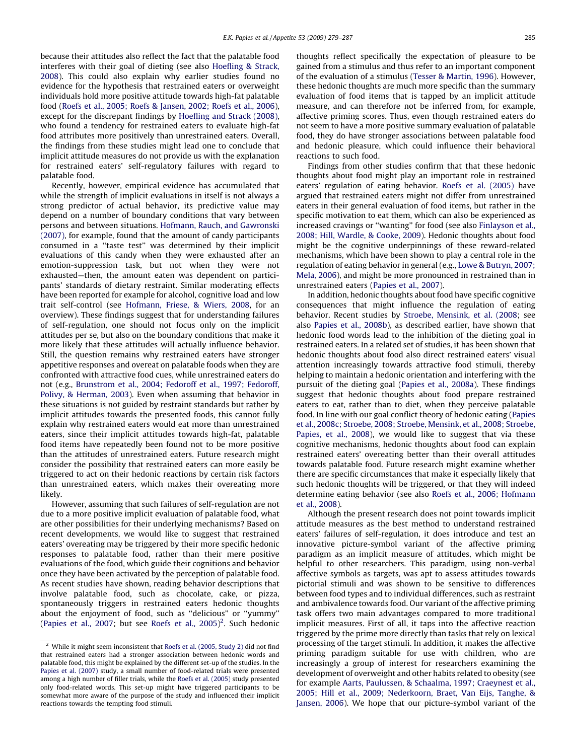because their attitudes also reflect the fact that the palatable food interferes with their goal of dieting (see also Hoefling & Strack, 2008). This could also explain why earlier studies found no evidence for the hypothesis that restrained eaters or overweight individuals hold more positive attitude towards high-fat palatable food (Roefs et al., 2005; Roefs & Jansen, 2002; Roefs et al., 2006), except for the discrepant findings by Hoefling and Strack (2008), who found a tendency for restrained eaters to evaluate high-fat food attributes more positively than unrestrained eaters. Overall, the findings from these studies might lead one to conclude that implicit attitude measures do not provide us with the explanation for restrained eaters' self-regulatory failures with regard to palatable food.

Recently, however, empirical evidence has accumulated that while the strength of implicit evaluations in itself is not always a strong predictor of actual behavior, its predictive value may depend on a number of boundary conditions that vary between persons and between situations. Hofmann, Rauch, and Gawronski (2007), for example, found that the amount of candy participants consumed in a "taste test" was determined by their implicit evaluations of this candy when they were exhausted after an emotion-suppression task, but not when they were not exhausted—then, the amount eaten was dependent on participants' standards of dietary restraint. Similar moderating effects have been reported for example for alcohol, cognitive load and low trait self-control (see Hofmann, Friese, & Wiers, 2008, for an overview). These findings suggest that for understanding failures of self-regulation, one should not focus only on the implicit attitudes per se, but also on the boundary conditions that make it more likely that these attitudes will actually influence behavior. Still, the question remains why restrained eaters have stronger appetitive responses and overeat on palatable foods when they are confronted with attractive food cues, while unrestrained eaters do not (e.g., Brunstrom et al., 2004; Fedoroff et al., 1997; Fedoroff, Polivy, & Herman, 2003). Even when assuming that behavior in these situations is not guided by restraint standards but rather by implicit attitudes towards the presented foods, this cannot fully explain why restrained eaters would eat more than unrestrained eaters, since their implicit attitudes towards high-fat, palatable food items have repeatedly been found not to be more positive than the attitudes of unrestrained eaters. Future research might consider the possibility that restrained eaters can more easily be triggered to act on their hedonic reactions by certain risk factors than unrestrained eaters, which makes their overeating more likely.

However, assuming that such failures of self-regulation are not due to a more positive implicit evaluation of palatable food, what are other possibilities for their underlying mechanisms? Based on recent developments, we would like to suggest that restrained eaters' overeating may be triggered by their more specific hedonic responses to palatable food, rather than their mere positive evaluations of the food, which guide their cognitions and behavior once they have been activated by the perception of palatable food. As recent studies have shown, reading behavior descriptions that involve palatable food, such as chocolate, cake, or pizza, spontaneously triggers in restrained eaters hedonic thoughts about the enjoyment of food, such as "delicious" or "yummy" (Papies et al., 2007; but see Roefs et al., 2005)[2]. Such hedonic thoughts reflect specifically the expectation of pleasure to be gained from a stimulus and thus refer to an important component of the evaluation of a stimulus (Tesser & Martin, 1996). However, these hedonic thoughts are much more specific than the summary evaluation of food items that is tapped by an implicit attitude measure, and can therefore not be inferred from, for example, affective priming scores. Thus, even though restrained eaters do not seem to have a more positive summary evaluation of palatable food, they do have stronger associations between palatable food and hedonic pleasure, which could influence their behavioral reactions to such food.

Findings from other studies confirm that that these hedonic thoughts about food might play an important role in restrained eaters' regulation of eating behavior. Roefs et al. (2005) have argued that restrained eaters might not differ from unrestrained eaters in their general evaluation of food items, but rather in the specific motivation to eat them, which can also be experienced as increased cravings or "wanting" for food (see also Finlayson et al., 2008; Hill, Wardle, & Cooke, 2009). Hedonic thoughts about food might be the cognitive underpinnings of these reward-related mechanisms, which have been shown to play a central role in the regulation of eating behavior in general (e.g., Lowe & Butryn, 2007; Mela, 2006), and might be more pronounced in restrained than in unrestrained eaters (Papies et al., 2007).

In addition, hedonic thoughts about food have specific cognitive consequences that might influence the regulation of eating behavior. Recent studies by Stroebe, Mensink, et al. (2008; see also Papies et al., 2008b), as described earlier, have shown that hedonic food words lead to the inhibition of the dieting goal in restrained eaters. In a related set of studies, it has been shown that hedonic thoughts about food also direct restrained eaters' visual attention increasingly towards attractive food stimuli, thereby helping to maintain a hedonic orientation and interfering with the pursuit of the dieting goal (Papies et al., 2008a). These findings suggest that hedonic thoughts about food prepare restrained eaters to eat, rather than to diet, when they perceive palatable food. In line with our goal conflict theory of hedonic eating (Papies et al., 2008c; Stroebe, 2008; Stroebe, Mensink, et al., 2008; Stroebe, Papies, et al., 2008), we would like to suggest that via these cognitive mechanisms, hedonic thoughts about food can explain restrained eaters' overeating better than their overall attitudes towards palatable food. Future research might examine whether there are specific circumstances that make it especially likely that such hedonic thoughts will be triggered, or that they will indeed determine eating behavior (see also Roefs et al., 2006; Hofmann et al., 2008).

Although the present research does not point towards implicit attitude measures as the best method to understand restrained eaters' failures of self-regulation, it does introduce and test an innovative picture-symbol variant of the affective priming paradigm as an implicit measure of attitudes, which might be helpful to other researchers. This paradigm, using non-verbal affective symbols as targets, was apt to assess attitudes towards pictorial stimuli and was shown to be sensitive to differences between food types and to individual differences, such as restraint and ambivalence towards food. Our variant of the affective priming task offers two main advantages compared to more traditional implicit measures. First of all, it taps into the affective reaction triggered by the prime more directly than tasks that rely on lexical processing of the target stimuli. In addition, it makes the affective priming paradigm suitable for use with children, who are increasingly a group of interest for researchers examining the development of overweight and other habits related to obesity (see for example Aarts, Paulussen, & Schaalma, 1997; Craeynest et al., 2005; Hill et al., 2009; Nederkoorn, Braet, Van Eijs, Tanghe, & Jansen, 2006). We hope that our picture-symbol variant of the

[2] While it might seem inconsistent that Roefs et al. (2005, Study 2) did not find that restrained eaters had a stronger association between hedonic words and palatable food, this might be explained by the different set-up of the studies. In the Papies et al. (2007) study, a small number of food-related trials were presented among a high number of filler trials, while the Roefs et al. (2005) study presented only food-related words. This set-up might have triggered participants to be somewhat more aware of the purpose of the study and influenced their implicit reactions towards the tempting food stimuli.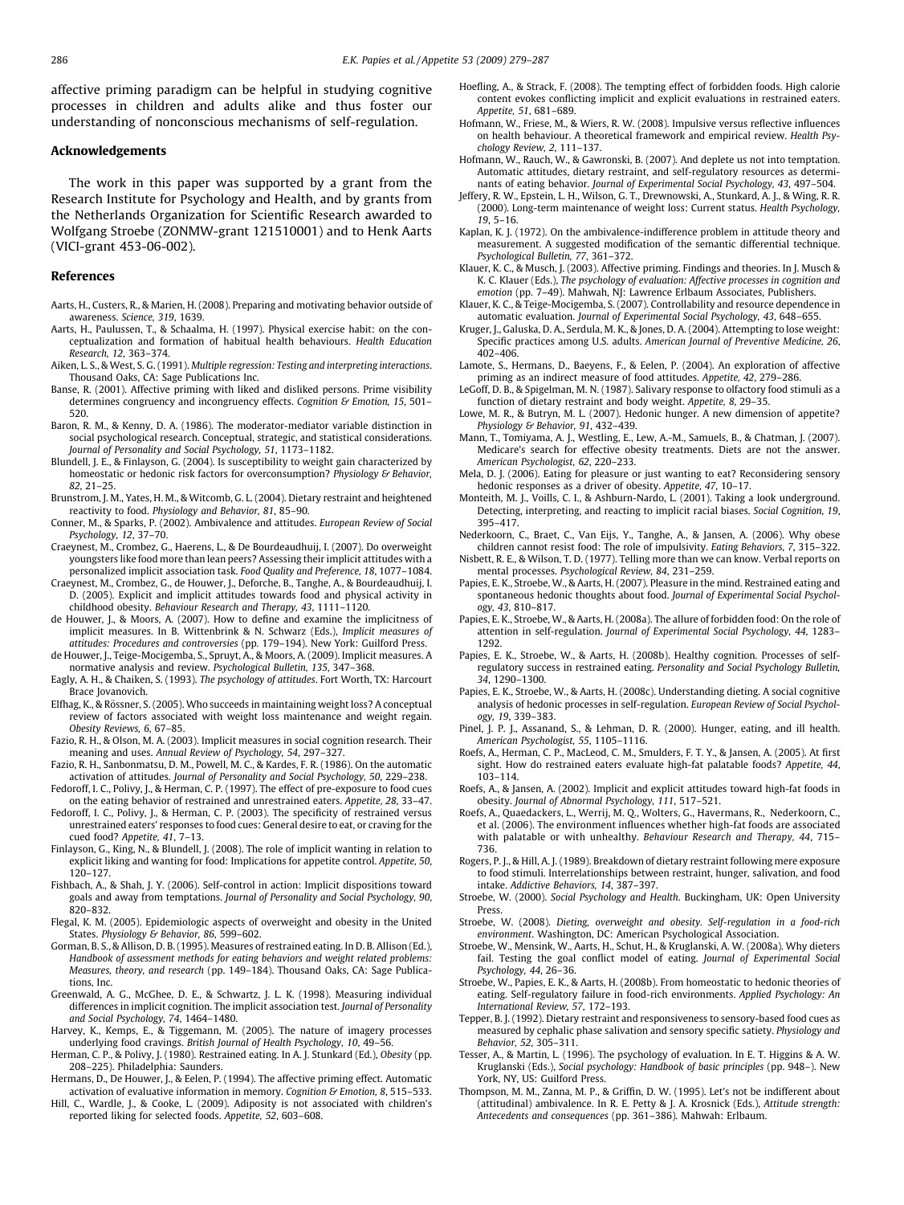affective priming paradigm can be helpful in studying cognitive processes in children and adults alike and thus foster our understanding of nonconscious mechanisms of self-regulation.

## Acknowledgements

The work in this paper was supported by a grant from the Research Institute for Psychology and Health, and by grants from the Netherlands Organization for Scientific Research awarded to Wolfgang Stroebe (ZONMW-grant 121510001) and to Henk Aarts (VICI-grant 453-06-002).

## References

Aarts, H., Custers, R., & Marien, H. (2008). Preparing and motivating behavior outside of awareness. *Science, 319*, 1639.

Aarts, H., Paulussen, T., & Schaalma, H. (1997). Physical exercise habit: on the conceptualization and formation of habitual health behaviours. *Health Education Research, 12*, 363–374.

Aiken, L. S., & West, S. G. (1991). *Multiple regression: Testing and interpreting interactions*. Thousand Oaks, CA: Sage Publications Inc.

Banse, R. (2001). Affective priming with liked and disliked persons. Prime visibility determines congruency and incongruency effects. *Cognition & Emotion, 15*, 501–520.

Baron, R. M., & Kenny, D. A. (1986). The moderator-mediator variable distinction in social psychological research. Conceptual, strategic, and statistical considerations. *Journal of Personality and Social Psychology, 51*, 1173–1182.

Blundell, J. E., & Finlayson, G. (2004). Is susceptibility to weight gain characterized by homeostatic or hedonic risk factors for overconsumption? *Physiology & Behavior, 82*, 21–25.

Brunstrom, J. M., Yates, H. M., & Witcomb, G. L. (2004). Dietary restraint and heightened reactivity to food. *Physiology and Behavior, 81*, 85–90.

Conner, M., & Sparks, P. (2002). Ambivalence and attitudes. *European Review of Social Psychology, 12*, 37–70.

Craeynest, M., Crombez, G., Haerens, L., & De Bourdeaudhuij, I. (2007). Do overweight youngsters like food more than lean peers? Assessing their implicit attitudes with a personalized implicit association task. *Food Quality and Preference, 18*, 1077–1084.

Craeynest, M., Crombez, G., de Houwer, J., Deforche, B., Tanghe, A., & Bourdeaudhuij, I. D. (2005). Explicit and implicit attitudes towards food and physical activity in childhood obesity. *Behaviour Research and Therapy, 43*, 1111–1120.

de Houwer, J., & Moors, A. (2007). How to define and examine the implicitness of implicit measures. In B. Wittenbrink & N. Schwarz (Eds.), *Implicit measures of attitudes: Procedures and controversies* (pp. 179–194). New York: Guilford Press.

de Houwer, J., Teige-Mocigemba, S., Spruyt, A., & Moors, A. (2009). Implicit measures. A normative analysis and review. *Psychological Bulletin, 135*, 347–368.

Eagly, A. H., & Chaiken, S. (1993). *The psychology of attitudes*. Fort Worth, TX: Harcourt Brace Jovanovich.

Elfhag, K., & Rössner, S. (2005). Who succeeds in maintaining weight loss? A conceptual review of factors associated with weight loss maintenance and weight regain. *Obesity Reviews, 6*, 67–85.

Fazio, R. H., & Olson, M. A. (2003). Implicit measures in social cognition research. Their meaning and uses. *Annual Review of Psychology, 54*, 297–327.

Fazio, R. H., Sanbonmatsu, D. M., Powell, M. C., & Kardes, F. R. (1986). On the automatic activation of attitudes. *Journal of Personality and Social Psychology, 50*, 229–238.

Fedoroff, I. C., Polivy, J., & Herman, C. P. (1997). The effect of pre-exposure to food cues on the eating behavior of restrained and unrestrained eaters. *Appetite, 28*, 33–47.

Fedoroff, I. C., Polivy, J., & Herman, C. P. (2003). The specificity of restrained versus unrestrained eaters' responses to food cues: General desire to eat, or craving for the cued food? *Appetite, 41*, 7–13.

Finlayson, G., King, N., & Blundell, J. (2008). The role of implicit wanting in relation to explicit liking and wanting for food: Implications for appetite control. *Appetite, 50*, 120–127.

Fishbach, A., & Shah, J. Y. (2006). Self-control in action: Implicit dispositions toward goals and away from temptations. *Journal of Personality and Social Psychology, 90*, 820–832.

Flegal, K. M. (2005). Epidemiologic aspects of overweight and obesity in the United States. *Physiology & Behavior, 86*, 599–602.

Gorman, B. S., & Allison, D. B. (1995). Measures of restrained eating. In D. B. Allison (Ed.), *Handbook of assessment methods for eating behaviors and weight related problems: Measures, theory, and research* (pp. 149–184). Thousand Oaks, CA: Sage Publications, Inc.

Greenwald, A. G., McGhee, D. E., & Schwartz, J. L. K. (1998). Measuring individual differences in implicit cognition. The implicit association test. *Journal of Personality and Social Psychology, 74*, 1464–1480.

Harvey, K., Kemps, E., & Tiggemann, M. (2005). The nature of imagery processes underlying food cravings. *British Journal of Health Psychology, 10*, 49–56.

Herman, C. P., & Polivy, J. (1980). Restrained eating. In A. J. Stunkard (Ed.), *Obesity* (pp. 208–225). Philadelphia: Saunders.

Hermans, D., De Houwer, J., & Eelen, P. (1994). The affective priming effect. Automatic activation of evaluative information in memory. *Cognition & Emotion, 8*, 515–533.

Hill, C., Wardle, J., & Cooke, L. (2009). Adiposity is not associated with children's reported liking for selected foods. *Appetite, 52*, 603–608.

Hoefling, A., & Strack, F. (2008). The tempting effect of forbidden foods. High calorie content evokes conflicting implicit and explicit evaluations in restrained eaters. *Appetite, 51*, 681–689.

Hofmann, W., Friese, M., & Wiers, R. W. (2008). Impulsive versus reflective influences on health behaviour. A theoretical framework and empirical review. *Health Psychology Review, 2*, 111–137.

Hofmann, W., Rauch, W., & Gawronski, B. (2007). And deplete us not into temptation. Automatic attitudes, dietary restraint, and self-regulatory resources as determinants of eating behavior. *Journal of Experimental Social Psychology, 43*, 497–504.

Jeffery, R. W., Epstein, L. H., Wilson, G. T., Drewnowski, A., Stunkard, A. J., & Wing, R. R. (2000). Long-term maintenance of weight loss: Current status. *Health Psychology, 19*, 5–16.

Kaplan, K. J. (1972). On the ambivalence-indifference problem in attitude theory and measurement. A suggested modification of the semantic differential technique. *Psychological Bulletin, 77*, 361–372.

Klauer, K. C., & Musch, J. (2003). Affective priming. Findings and theories. In J. Musch & K. C. Klauer (Eds.), *The psychology of evaluation: Affective processes in cognition and emotion* (pp. 7–49). Mahwah, NJ: Lawrence Erlbaum Associates, Publishers.

Klauer, K. C., & Teige-Mocigemba, S. (2007). Controllability and resource dependence in automatic evaluation. *Journal of Experimental Social Psychology, 43*, 648–655.

Kruger, J., Galuska, D. A., Serdula, M. K., & Jones, D. A. (2004). Attempting to lose weight: Specific practices among U.S. adults. *American Journal of Preventive Medicine, 26*, 402–406.

Lamote, S., Hermans, D., Baeyens, F., & Eelen, P. (2004). An exploration of affective priming as an indirect measure of food attitudes. *Appetite, 42*, 279–286.

LeGoff, D. B., & Spigelman, M. N. (1987). Salivary response to olfactory food stimuli as a function of dietary restraint and body weight. *Appetite, 8*, 29–35.

Lowe, M. R., & Butryn, M. L. (2007). Hedonic hunger. A new dimension of appetite? *Physiology & Behavior, 91*, 432–439.

Mann, T., Tomiyama, A. J., Westling, E., Lew, A.-M., Samuels, B., & Chatman, J. (2007). Medicare's search for effective obesity treatments. Diets are not the answer. *American Psychologist, 62*, 220–233.

Mela, D. J. (2006). Eating for pleasure or just wanting to eat? Reconsidering sensory hedonic responses as a driver of obesity. *Appetite, 47*, 10–17.

Monteith, M. J., Voills, C. I., & Ashburn-Nardo, L. (2001). Taking a look underground. Detecting, interpreting, and reacting to implicit racial biases. *Social Cognition, 19*, 395–417.

Nederkoorn, C., Braet, C., Van Eijs, Y., Tanghe, A., & Jansen, A. (2006). Why obese children cannot resist food: The role of impulsivity. *Eating Behaviors, 7*, 315–322.

Nisbett, R. E., & Wilson, T. D. (1977). Telling more than we can know. Verbal reports on mental processes. *Psychological Review, 84*, 231–259.

Papies, E. K., Stroebe, W., & Aarts, H. (2007). Pleasure in the mind. Restrained eating and spontaneous hedonic thoughts about food. *Journal of Experimental Social Psychology, 43*, 810–817.

Papies, E. K., Stroebe, W., & Aarts, H. (2008a). The allure of forbidden food: On the role of attention in self-regulation. *Journal of Experimental Social Psychology, 44*, 1283–1292.

Papies, E. K., Stroebe, W., & Aarts, H. (2008b). Healthy cognition. Processes of self-regulatory success in restrained eating. *Personality and Social Psychology Bulletin, 34*, 1290–1300.

Papies, E. K., Stroebe, W., & Aarts, H. (2008c). Understanding dieting. A social cognitive analysis of hedonic processes in self-regulation. *European Review of Social Psychology, 19*, 339–383.

Pinel, J. P. J., Assanand, S., & Lehman, D. R. (2000). Hunger, eating, and ill health. *American Psychologist, 55*, 1105–1116.

Roefs, A., Herman, C. P., MacLeod, C. M., Smulders, F. T. Y., & Jansen, A. (2005). At first sight. How do restrained eaters evaluate high-fat palatable foods? *Appetite, 44*, 103–114.

Roefs, A., & Jansen, A. (2002). Implicit and explicit attitudes toward high-fat foods in obesity. *Journal of Abnormal Psychology, 111*, 517–521.

Roefs, A., Quaedackers, L., Werrij, M. Q., Wolters, G., Havermans, R., Nederkoorn, C., et al. (2006). The environment influences whether high-fat foods are associated with palatable or with unhealthy. *Behaviour Research and Therapy, 44*, 715–736.

Rogers, P. J., & Hill, A. J. (1989). Breakdown of dietary restraint following mere exposure to food stimuli. Interrelationships between restraint, hunger, salivation, and food intake. *Addictive Behaviors, 14*, 387–397.

Stroebe, W. (2000). *Social Psychology and Health*. Buckingham, UK: Open University Press.

Stroebe, W. (2008). *Dieting, overweight and obesity. Self-regulation in a food-rich environment*. Washington, DC: American Psychological Association.

Stroebe, W., Mensink, W., Aarts, H., Schut, H., & Kruglanski, A. W. (2008a). Why dieters fail. Testing the goal conflict model of eating. *Journal of Experimental Social Psychology, 44*, 26–36.

Stroebe, W., Papies, E. K., & Aarts, H. (2008b). From homeostatic to hedonic theories of eating. Self-regulatory failure in food-rich environments. *Applied Psychology: An International Review, 57*, 172–193.

Tepper, B. J. (1992). Dietary restraint and responsiveness to sensory-based food cues as measured by cephalic phase salivation and sensory specific satiety. *Physiology and Behavior, 52*, 305–311.

Tesser, A., & Martin, L. (1996). The psychology of evaluation. In E. T. Higgins & A. W. Kruglanski (Eds.), *Social psychology: Handbook of basic principles* (pp. 948–). New York, NY, US: Guilford Press.

Thompson, M. M., Zanna, M. P., & Griffin, D. W. (1995). Let's not be indifferent about (attitudinal) ambivalence. In R. E. Petty & J. A. Krosnick (Eds.), *Attitude strength: Antecedents and consequences* (pp. 361–386). Mahwah: Erlbaum.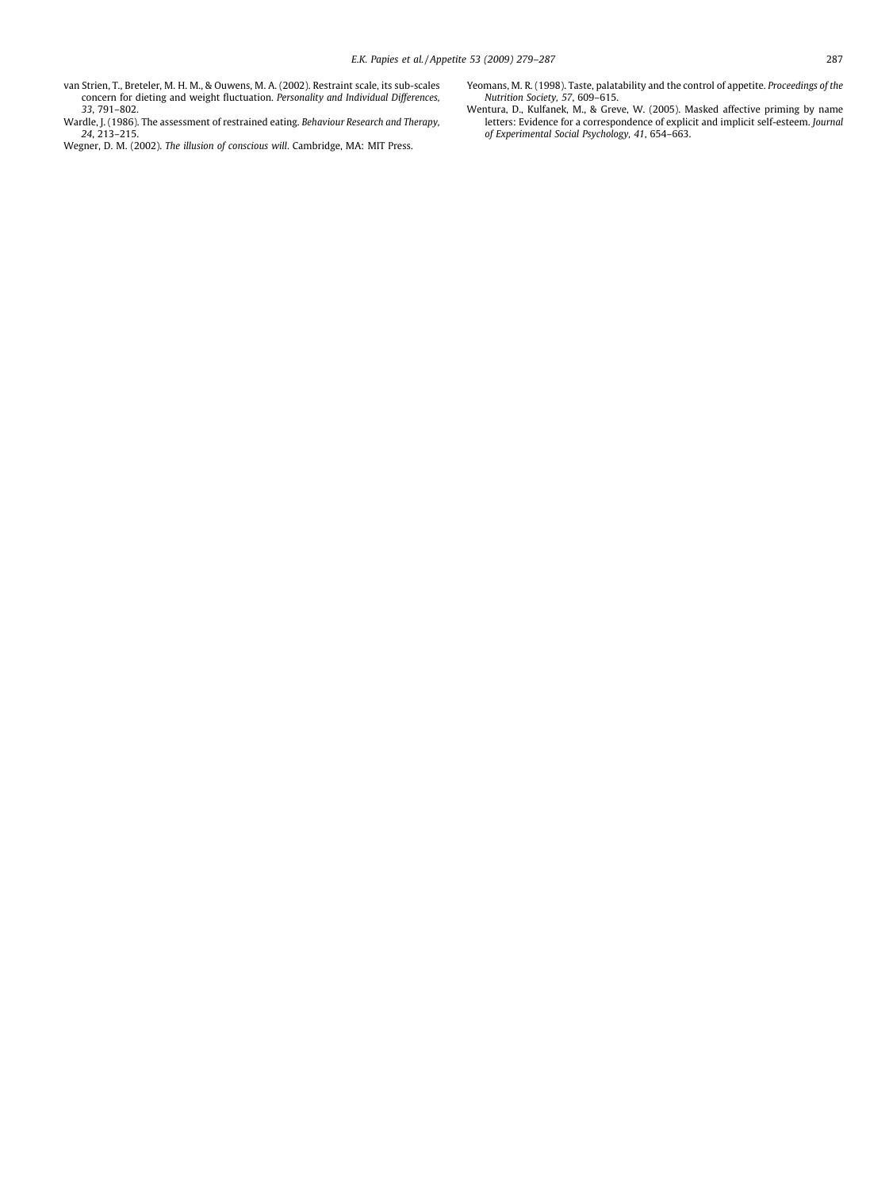van Strien, T., Breteler, M. H. M., & Ouwens, M. A. (2002). Restraint scale, its sub-scales concern for dieting and weight fluctuation. *Personality and Individual Differences, 33*, 791–802.

Wardle, J. (1986). The assessment of restrained eating. *Behaviour Research and Therapy, 24*, 213–215.

Wegner, D. M. (2002). *The illusion of conscious will*. Cambridge, MA: MIT Press.

Yeomans, M. R. (1998). Taste, palatability and the control of appetite. *Proceedings of the Nutrition Society, 57*, 609–615.

Wentura, D., Kulfanek, M., & Greve, W. (2005). Masked affective priming by name letters: Evidence for a correspondence of explicit and implicit self-esteem. *Journal of Experimental Social Psychology, 41*, 654–663.